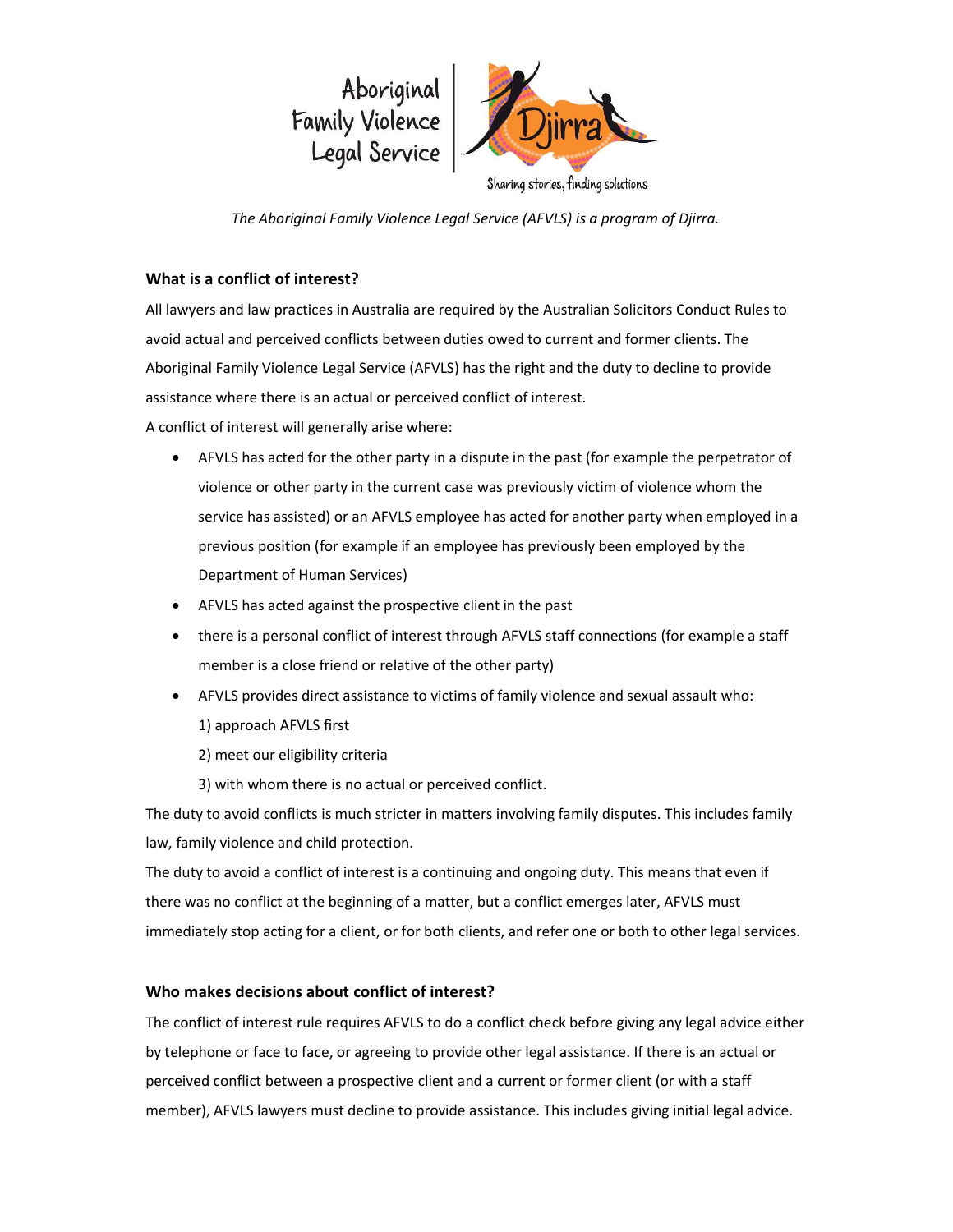Aboriginal Family Violence Legal Service | Djirra

Sharing stories, finding solutions

*The Aboriginal Family Violence Legal Service (AFVLS) is a program of Djirra.*

## What is a conflict of interest?

All lawyers and law practices in Australia are required by the Australian Solicitors Conduct Rules to avoid actual and perceived conflicts between duties owed to current and former clients. The Aboriginal Family Violence Legal Service (AFVLS) has the right and the duty to decline to provide assistance where there is an actual or perceived conflict of interest.

A conflict of interest will generally arise where:

- AFVLS has acted for the other party in a dispute in the past (for example the perpetrator of violence or other party in the current case was previously victim of violence whom the service has assisted) or an AFVLS employee has acted for another party when employed in a previous position (for example if an employee has previously been employed by the Department of Human Services)
- AFVLS has acted against the prospective client in the past
- there is a personal conflict of interest through AFVLS staff connections (for example a staff member is a close friend or relative of the other party)
- AFVLS provides direct assistance to victims of family violence and sexual assault who:
  1) approach AFVLS first
  2) meet our eligibility criteria
  3) with whom there is no actual or perceived conflict.

The duty to avoid conflicts is much stricter in matters involving family disputes. This includes family law, family violence and child protection.

The duty to avoid a conflict of interest is a continuing and ongoing duty. This means that even if there was no conflict at the beginning of a matter, but a conflict emerges later, AFVLS must immediately stop acting for a client, or for both clients, and refer one or both to other legal services.

## Who makes decisions about conflict of interest?

The conflict of interest rule requires AFVLS to do a conflict check before giving any legal advice either by telephone or face to face, or agreeing to provide other legal assistance. If there is an actual or perceived conflict between a prospective client and a current or former client (or with a staff member), AFVLS lawyers must decline to provide assistance. This includes giving initial legal advice.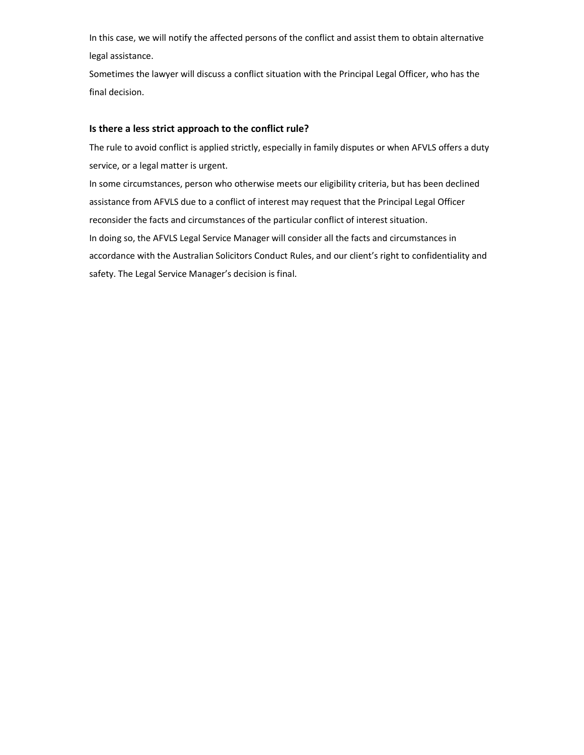In this case, we will notify the affected persons of the conflict and assist them to obtain alternative legal assistance.

Sometimes the lawyer will discuss a conflict situation with the Principal Legal Officer, who has the final decision.

### Is there a less strict approach to the conflict rule?

The rule to avoid conflict is applied strictly, especially in family disputes or when AFVLS offers a duty service, or a legal matter is urgent.

In some circumstances, person who otherwise meets our eligibility criteria, but has been declined assistance from AFVLS due to a conflict of interest may request that the Principal Legal Officer reconsider the facts and circumstances of the particular conflict of interest situation.

In doing so, the AFVLS Legal Service Manager will consider all the facts and circumstances in accordance with the Australian Solicitors Conduct Rules, and our client's right to confidentiality and safety. The Legal Service Manager's decision is final.